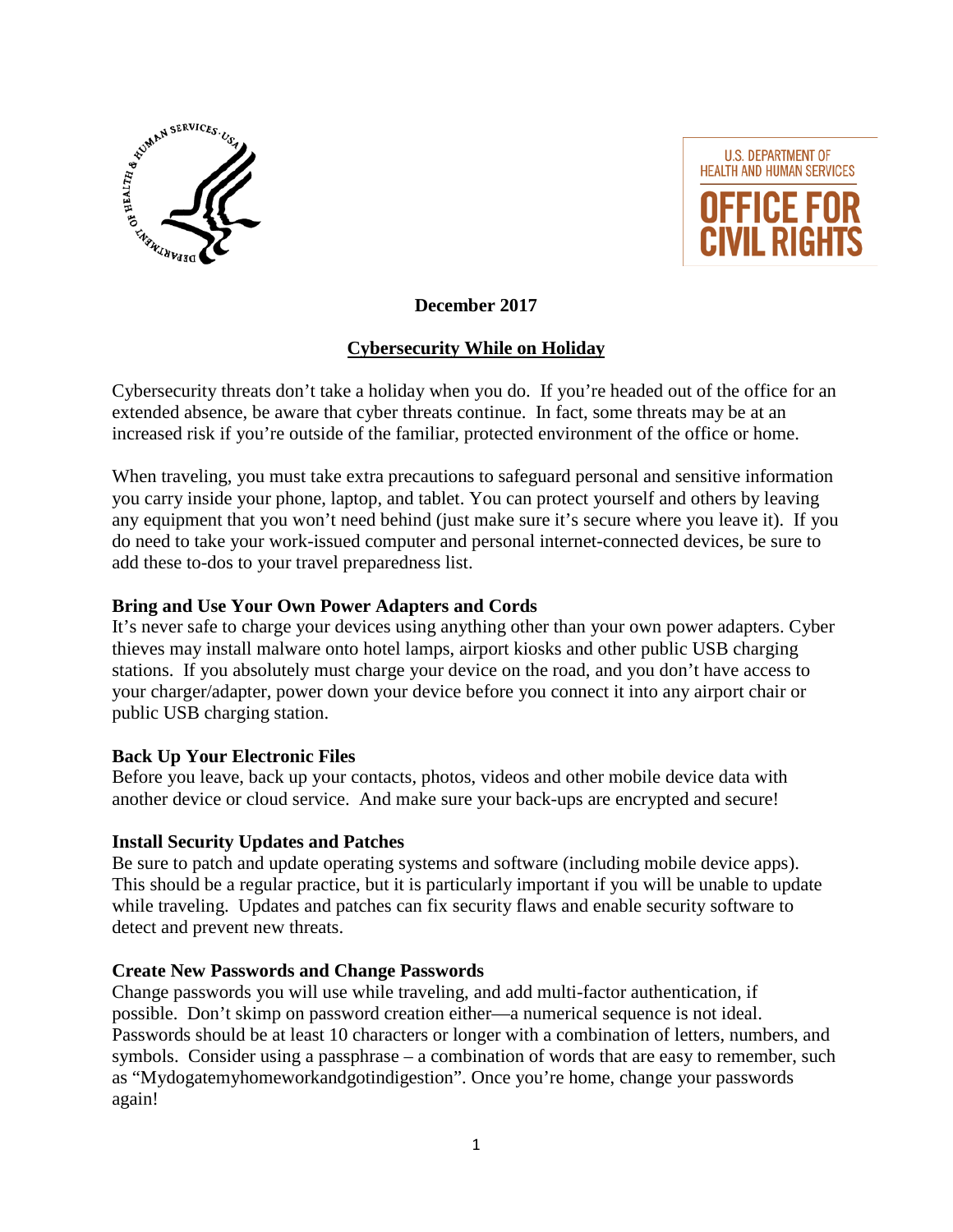U.S. DEPARTMENT OF HEALTH AND HUMAN SERVICES

OFFICE FOR CIVIL RIGHTS

**December 2017**

# Cybersecurity While on Holiday

Cybersecurity threats don't take a holiday when you do. If you're headed out of the office for an extended absence, be aware that cyber threats continue. In fact, some threats may be at an increased risk if you're outside of the familiar, protected environment of the office or home.

When traveling, you must take extra precautions to safeguard personal and sensitive information you carry inside your phone, laptop, and tablet. You can protect yourself and others by leaving any equipment that you won't need behind (just make sure it's secure where you leave it). If you do need to take your work-issued computer and personal internet-connected devices, be sure to add these to-dos to your travel preparedness list.

### Bring and Use Your Own Power Adapters and Cords

It's never safe to charge your devices using anything other than your own power adapters. Cyber thieves may install malware onto hotel lamps, airport kiosks and other public USB charging stations. If you absolutely must charge your device on the road, and you don't have access to your charger/adapter, power down your device before you connect it into any airport chair or public USB charging station.

### Back Up Your Electronic Files

Before you leave, back up your contacts, photos, videos and other mobile device data with another device or cloud service. And make sure your back-ups are encrypted and secure!

### Install Security Updates and Patches

Be sure to patch and update operating systems and software (including mobile device apps). This should be a regular practice, but it is particularly important if you will be unable to update while traveling. Updates and patches can fix security flaws and enable security software to detect and prevent new threats.

### Create New Passwords and Change Passwords

Change passwords you will use while traveling, and add multi-factor authentication, if possible. Don't skimp on password creation either—a numerical sequence is not ideal. Passwords should be at least 10 characters or longer with a combination of letters, numbers, and symbols. Consider using a passphrase – a combination of words that are easy to remember, such as "Mydogatemyhomeworkandgotindigestion". Once you're home, change your passwords again!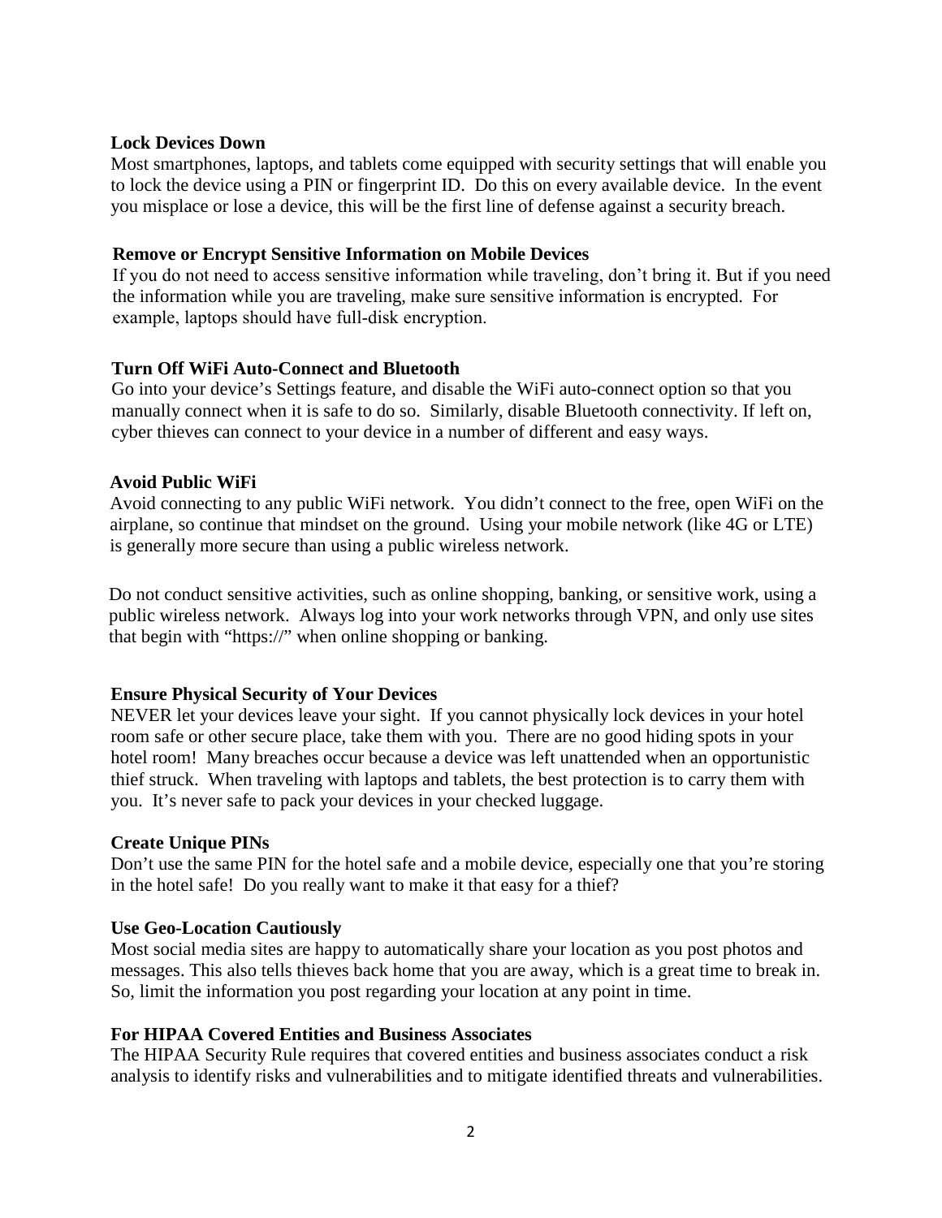**Lock Devices Down**

Most smartphones, laptops, and tablets come equipped with security settings that will enable you to lock the device using a PIN or fingerprint ID. Do this on every available device. In the event you misplace or lose a device, this will be the first line of defense against a security breach.

**Remove or Encrypt Sensitive Information on Mobile Devices**

If you do not need to access sensitive information while traveling, don't bring it. But if you need the information while you are traveling, make sure sensitive information is encrypted. For example, laptops should have full-disk encryption.

**Turn Off WiFi Auto-Connect and Bluetooth**

Go into your device's Settings feature, and disable the WiFi auto-connect option so that you manually connect when it is safe to do so. Similarly, disable Bluetooth connectivity. If left on, cyber thieves can connect to your device in a number of different and easy ways.

**Avoid Public WiFi**

Avoid connecting to any public WiFi network. You didn't connect to the free, open WiFi on the airplane, so continue that mindset on the ground. Using your mobile network (like 4G or LTE) is generally more secure than using a public wireless network.

Do not conduct sensitive activities, such as online shopping, banking, or sensitive work, using a public wireless network. Always log into your work networks through VPN, and only use sites that begin with "https://" when online shopping or banking.

**Ensure Physical Security of Your Devices**

NEVER let your devices leave your sight. If you cannot physically lock devices in your hotel room safe or other secure place, take them with you. There are no good hiding spots in your hotel room! Many breaches occur because a device was left unattended when an opportunistic thief struck. When traveling with laptops and tablets, the best protection is to carry them with you. It's never safe to pack your devices in your checked luggage.

**Create Unique PINs**

Don't use the same PIN for the hotel safe and a mobile device, especially one that you're storing in the hotel safe! Do you really want to make it that easy for a thief?

**Use Geo-Location Cautiously**

Most social media sites are happy to automatically share your location as you post photos and messages. This also tells thieves back home that you are away, which is a great time to break in. So, limit the information you post regarding your location at any point in time.

**For HIPAA Covered Entities and Business Associates**

The HIPAA Security Rule requires that covered entities and business associates conduct a risk analysis to identify risks and vulnerabilities and to mitigate identified threats and vulnerabilities.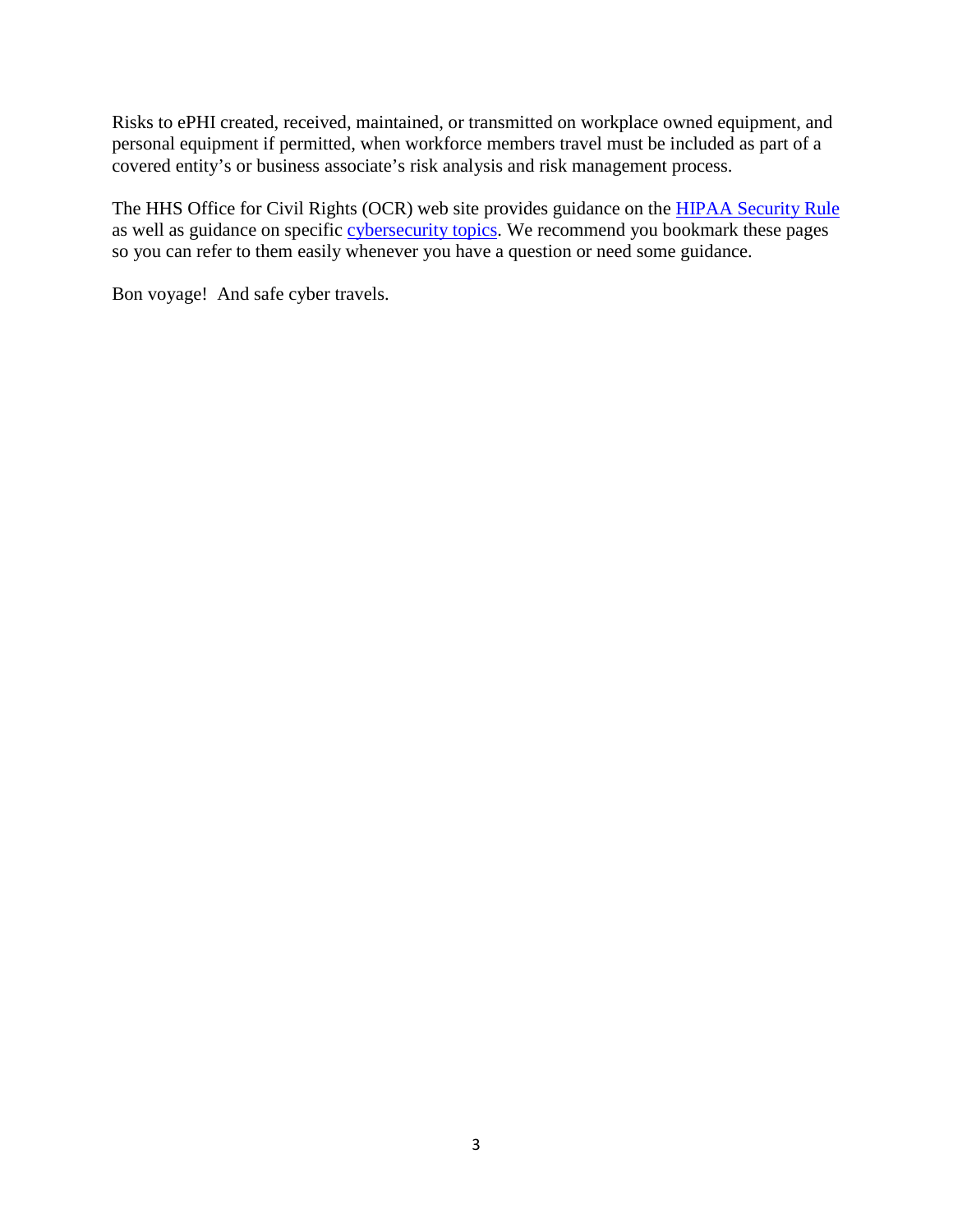Risks to ePHI created, received, maintained, or transmitted on workplace owned equipment, and personal equipment if permitted, when workforce members travel must be included as part of a covered entity's or business associate's risk analysis and risk management process.

The HHS Office for Civil Rights (OCR) web site provides guidance on the HIPAA Security Rule as well as guidance on specific cybersecurity topics. We recommend you bookmark these pages so you can refer to them easily whenever you have a question or need some guidance.

Bon voyage!  And safe cyber travels.